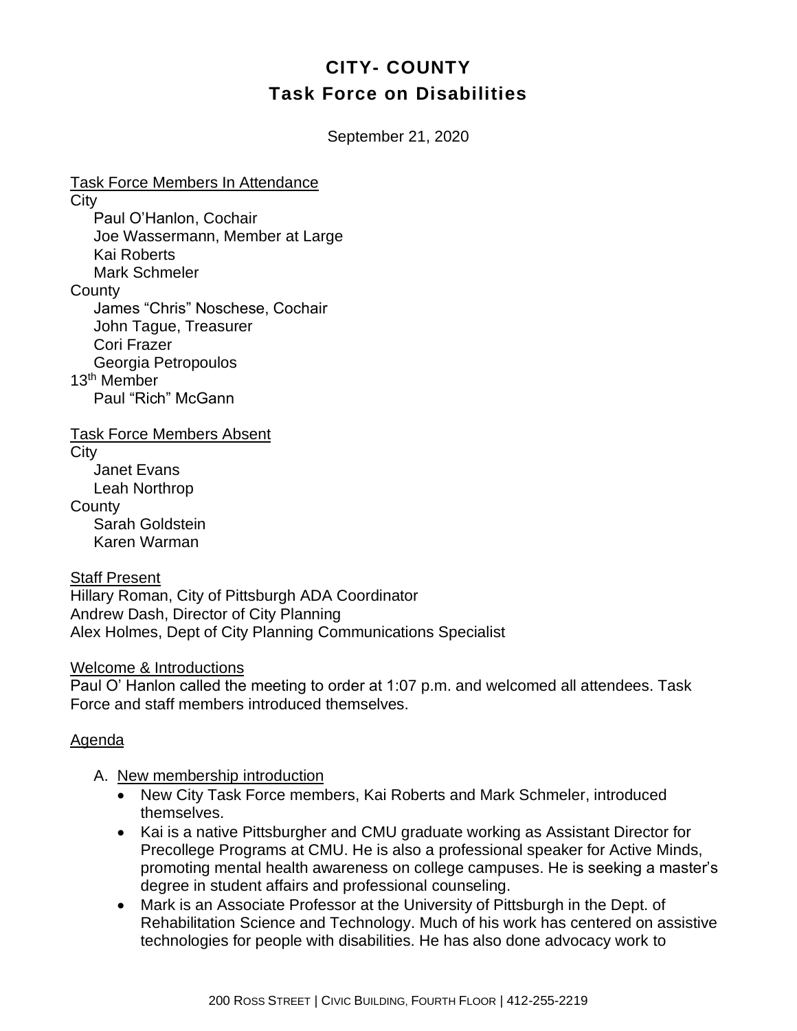# CITY- COUNTY
## Task Force on Disabilities

September 21, 2020

Task Force Members In Attendance

City
- Paul O'Hanlon, Cochair
- Joe Wassermann, Member at Large
- Kai Roberts
- Mark Schmeler

County
- James "Chris" Noschese, Cochair
- John Tague, Treasurer
- Cori Frazer
- Georgia Petropoulos

13th Member
- Paul "Rich" McGann

Task Force Members Absent

City
- Janet Evans
- Leah Northrop

County
- Sarah Goldstein
- Karen Warman

Staff Present

Hillary Roman, City of Pittsburgh ADA Coordinator
Andrew Dash, Director of City Planning
Alex Holmes, Dept of City Planning Communications Specialist

Welcome & Introductions

Paul O' Hanlon called the meeting to order at 1:07 p.m. and welcomed all attendees. Task Force and staff members introduced themselves.

Agenda

A. New membership introduction
   - New City Task Force members, Kai Roberts and Mark Schmeler, introduced themselves.
   - Kai is a native Pittsburgher and CMU graduate working as Assistant Director for Precollege Programs at CMU. He is also a professional speaker for Active Minds, promoting mental health awareness on college campuses. He is seeking a master's degree in student affairs and professional counseling.
   - Mark is an Associate Professor at the University of Pittsburgh in the Dept. of Rehabilitation Science and Technology. Much of his work has centered on assistive technologies for people with disabilities. He has also done advocacy work to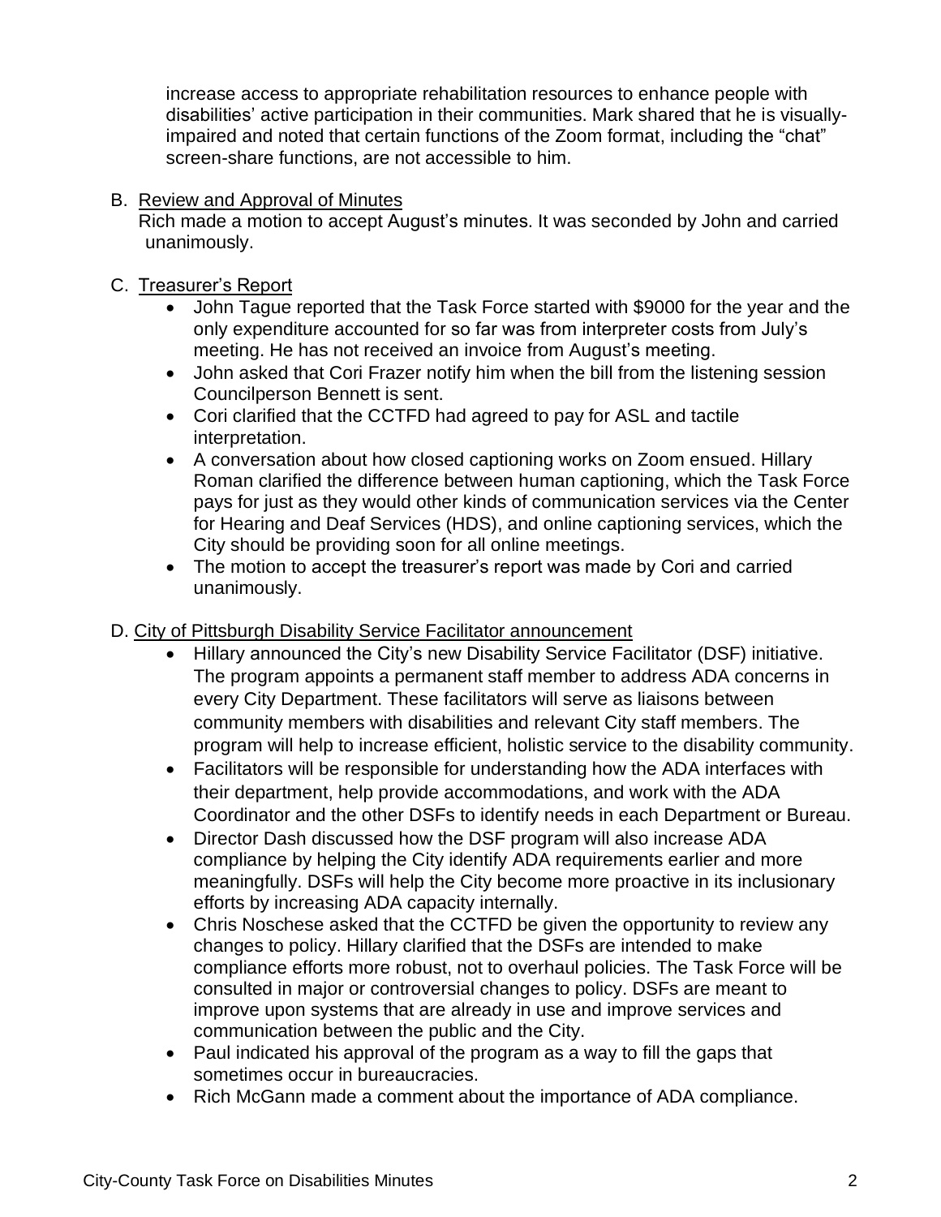increase access to appropriate rehabilitation resources to enhance people with disabilities' active participation in their communities. Mark shared that he is visually-impaired and noted that certain functions of the Zoom format, including the "chat" screen-share functions, are not accessible to him.

B. <u>Review and Approval of Minutes</u>

Rich made a motion to accept August's minutes. It was seconded by John and carried unanimously.

C. <u>Treasurer's Report</u>

- John Tague reported that the Task Force started with $9000 for the year and the only expenditure accounted for so far was from interpreter costs from July's meeting. He has not received an invoice from August's meeting.
- John asked that Cori Frazer notify him when the bill from the listening session Councilperson Bennett is sent.
- Cori clarified that the CCTFD had agreed to pay for ASL and tactile interpretation.
- A conversation about how closed captioning works on Zoom ensued. Hillary Roman clarified the difference between human captioning, which the Task Force pays for just as they would other kinds of communication services via the Center for Hearing and Deaf Services (HDS), and online captioning services, which the City should be providing soon for all online meetings.
- The motion to accept the treasurer's report was made by Cori and carried unanimously.

D. <u>City of Pittsburgh Disability Service Facilitator announcement</u>

- Hillary announced the City's new Disability Service Facilitator (DSF) initiative. The program appoints a permanent staff member to address ADA concerns in every City Department. These facilitators will serve as liaisons between community members with disabilities and relevant City staff members. The program will help to increase efficient, holistic service to the disability community.
- Facilitators will be responsible for understanding how the ADA interfaces with their department, help provide accommodations, and work with the ADA Coordinator and the other DSFs to identify needs in each Department or Bureau.
- Director Dash discussed how the DSF program will also increase ADA compliance by helping the City identify ADA requirements earlier and more meaningfully. DSFs will help the City become more proactive in its inclusionary efforts by increasing ADA capacity internally.
- Chris Noschese asked that the CCTFD be given the opportunity to review any changes to policy. Hillary clarified that the DSFs are intended to make compliance efforts more robust, not to overhaul policies. The Task Force will be consulted in major or controversial changes to policy. DSFs are meant to improve upon systems that are already in use and improve services and communication between the public and the City.
- Paul indicated his approval of the program as a way to fill the gaps that sometimes occur in bureaucracies.
- Rich McGann made a comment about the importance of ADA compliance.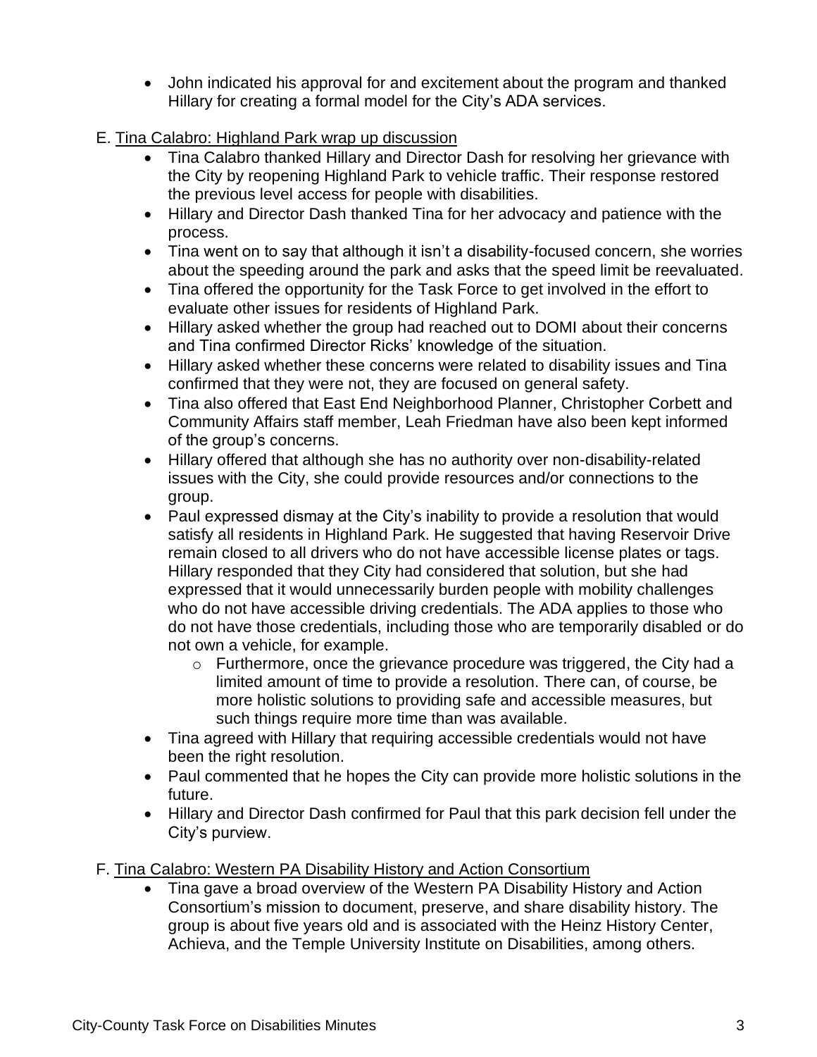- John indicated his approval for and excitement about the program and thanked Hillary for creating a formal model for the City's ADA services.

E. Tina Calabro: Highland Park wrap up discussion

- Tina Calabro thanked Hillary and Director Dash for resolving her grievance with the City by reopening Highland Park to vehicle traffic. Their response restored the previous level access for people with disabilities.
- Hillary and Director Dash thanked Tina for her advocacy and patience with the process.
- Tina went on to say that although it isn't a disability-focused concern, she worries about the speeding around the park and asks that the speed limit be reevaluated.
- Tina offered the opportunity for the Task Force to get involved in the effort to evaluate other issues for residents of Highland Park.
- Hillary asked whether the group had reached out to DOMI about their concerns and Tina confirmed Director Ricks' knowledge of the situation.
- Hillary asked whether these concerns were related to disability issues and Tina confirmed that they were not, they are focused on general safety.
- Tina also offered that East End Neighborhood Planner, Christopher Corbett and Community Affairs staff member, Leah Friedman have also been kept informed of the group's concerns.
- Hillary offered that although she has no authority over non-disability-related issues with the City, she could provide resources and/or connections to the group.
- Paul expressed dismay at the City's inability to provide a resolution that would satisfy all residents in Highland Park. He suggested that having Reservoir Drive remain closed to all drivers who do not have accessible license plates or tags. Hillary responded that they City had considered that solution, but she had expressed that it would unnecessarily burden people with mobility challenges who do not have accessible driving credentials. The ADA applies to those who do not have those credentials, including those who are temporarily disabled or do not own a vehicle, for example.
    - Furthermore, once the grievance procedure was triggered, the City had a limited amount of time to provide a resolution. There can, of course, be more holistic solutions to providing safe and accessible measures, but such things require more time than was available.
- Tina agreed with Hillary that requiring accessible credentials would not have been the right resolution.
- Paul commented that he hopes the City can provide more holistic solutions in the future.
- Hillary and Director Dash confirmed for Paul that this park decision fell under the City's purview.

F. Tina Calabro: Western PA Disability History and Action Consortium

- Tina gave a broad overview of the Western PA Disability History and Action Consortium's mission to document, preserve, and share disability history. The group is about five years old and is associated with the Heinz History Center, Achieva, and the Temple University Institute on Disabilities, among others.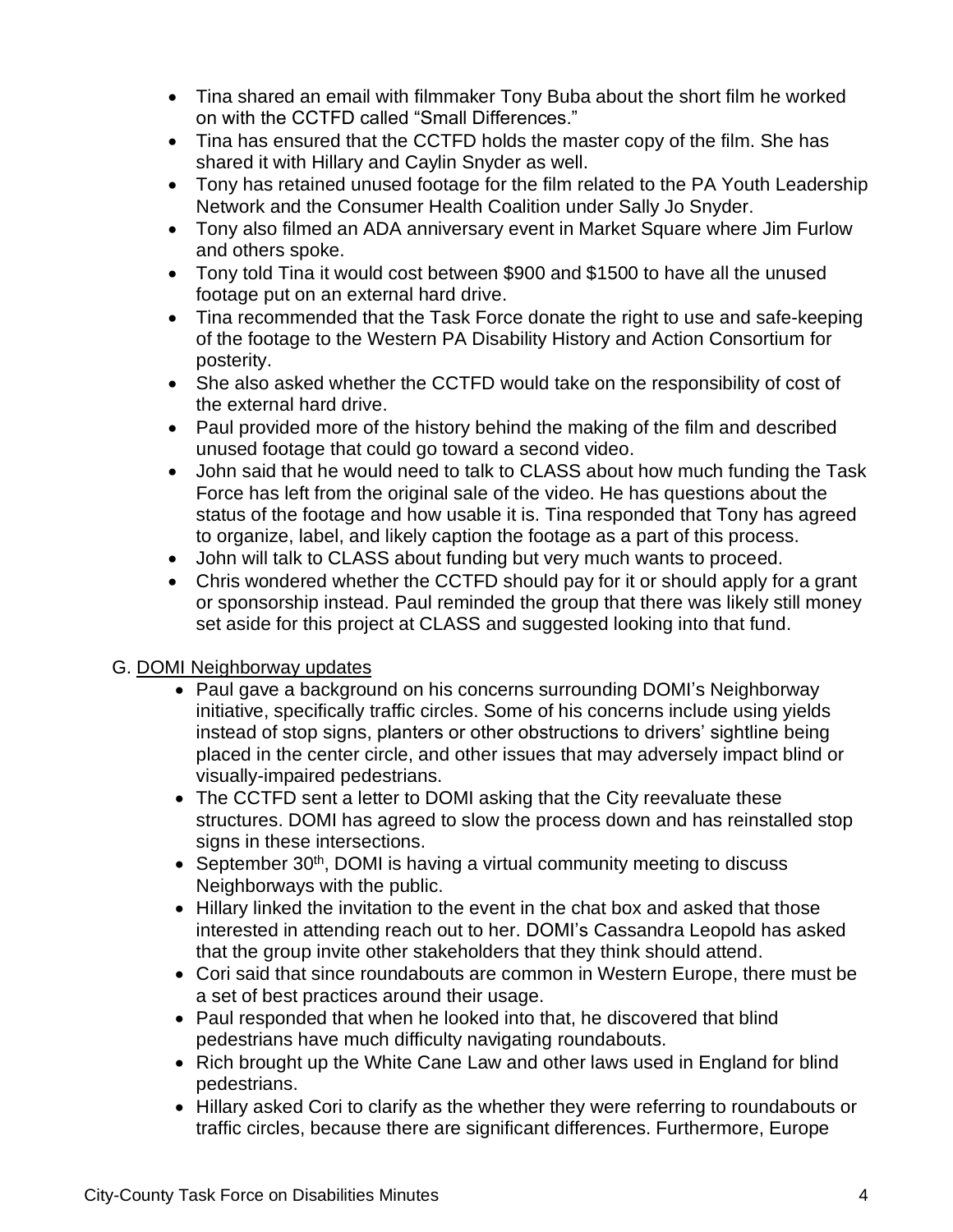- Tina shared an email with filmmaker Tony Buba about the short film he worked on with the CCTFD called "Small Differences."
- Tina has ensured that the CCTFD holds the master copy of the film. She has shared it with Hillary and Caylin Snyder as well.
- Tony has retained unused footage for the film related to the PA Youth Leadership Network and the Consumer Health Coalition under Sally Jo Snyder.
- Tony also filmed an ADA anniversary event in Market Square where Jim Furlow and others spoke.
- Tony told Tina it would cost between $900 and $1500 to have all the unused footage put on an external hard drive.
- Tina recommended that the Task Force donate the right to use and safe-keeping of the footage to the Western PA Disability History and Action Consortium for posterity.
- She also asked whether the CCTFD would take on the responsibility of cost of the external hard drive.
- Paul provided more of the history behind the making of the film and described unused footage that could go toward a second video.
- John said that he would need to talk to CLASS about how much funding the Task Force has left from the original sale of the video. He has questions about the status of the footage and how usable it is. Tina responded that Tony has agreed to organize, label, and likely caption the footage as a part of this process.
- John will talk to CLASS about funding but very much wants to proceed.
- Chris wondered whether the CCTFD should pay for it or should apply for a grant or sponsorship instead. Paul reminded the group that there was likely still money set aside for this project at CLASS and suggested looking into that fund.

G. DOMI Neighborway updates

- Paul gave a background on his concerns surrounding DOMI's Neighborway initiative, specifically traffic circles. Some of his concerns include using yields instead of stop signs, planters or other obstructions to drivers' sightline being placed in the center circle, and other issues that may adversely impact blind or visually-impaired pedestrians.
- The CCTFD sent a letter to DOMI asking that the City reevaluate these structures. DOMI has agreed to slow the process down and has reinstalled stop signs in these intersections.
- September 30th, DOMI is having a virtual community meeting to discuss Neighborways with the public.
- Hillary linked the invitation to the event in the chat box and asked that those interested in attending reach out to her. DOMI's Cassandra Leopold has asked that the group invite other stakeholders that they think should attend.
- Cori said that since roundabouts are common in Western Europe, there must be a set of best practices around their usage.
- Paul responded that when he looked into that, he discovered that blind pedestrians have much difficulty navigating roundabouts.
- Rich brought up the White Cane Law and other laws used in England for blind pedestrians.
- Hillary asked Cori to clarify as the whether they were referring to roundabouts or traffic circles, because there are significant differences. Furthermore, Europe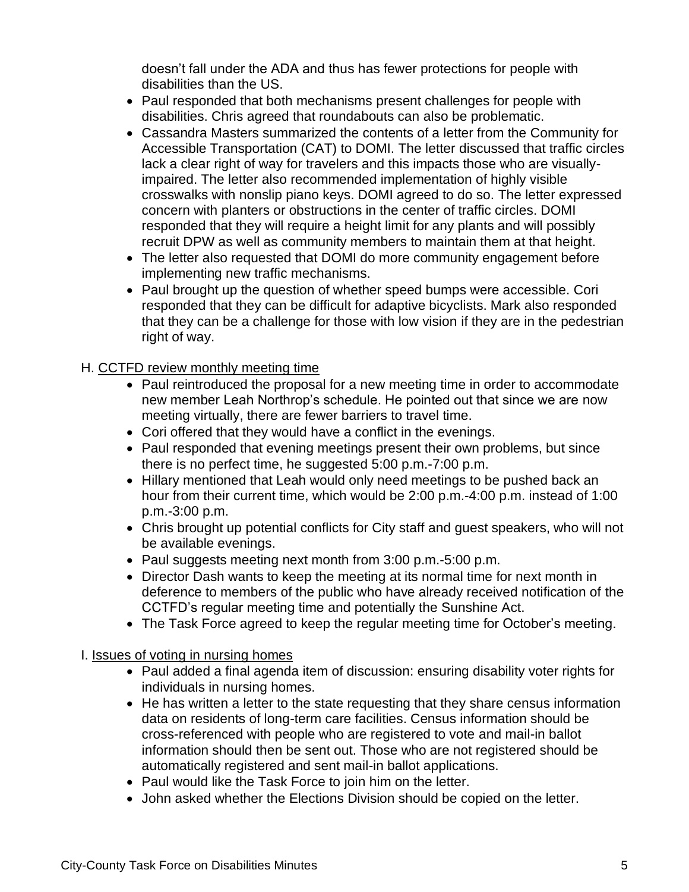doesn't fall under the ADA and thus has fewer protections for people with disabilities than the US.

- Paul responded that both mechanisms present challenges for people with disabilities. Chris agreed that roundabouts can also be problematic.
- Cassandra Masters summarized the contents of a letter from the Community for Accessible Transportation (CAT) to DOMI. The letter discussed that traffic circles lack a clear right of way for travelers and this impacts those who are visually-impaired. The letter also recommended implementation of highly visible crosswalks with nonslip piano keys. DOMI agreed to do so. The letter expressed concern with planters or obstructions in the center of traffic circles. DOMI responded that they will require a height limit for any plants and will possibly recruit DPW as well as community members to maintain them at that height.
- The letter also requested that DOMI do more community engagement before implementing new traffic mechanisms.
- Paul brought up the question of whether speed bumps were accessible. Cori responded that they can be difficult for adaptive bicyclists. Mark also responded that they can be a challenge for those with low vision if they are in the pedestrian right of way.

H. CCTFD review monthly meeting time

- Paul reintroduced the proposal for a new meeting time in order to accommodate new member Leah Northrop's schedule. He pointed out that since we are now meeting virtually, there are fewer barriers to travel time.
- Cori offered that they would have a conflict in the evenings.
- Paul responded that evening meetings present their own problems, but since there is no perfect time, he suggested 5:00 p.m.-7:00 p.m.
- Hillary mentioned that Leah would only need meetings to be pushed back an hour from their current time, which would be 2:00 p.m.-4:00 p.m. instead of 1:00 p.m.-3:00 p.m.
- Chris brought up potential conflicts for City staff and guest speakers, who will not be available evenings.
- Paul suggests meeting next month from 3:00 p.m.-5:00 p.m.
- Director Dash wants to keep the meeting at its normal time for next month in deference to members of the public who have already received notification of the CCTFD's regular meeting time and potentially the Sunshine Act.
- The Task Force agreed to keep the regular meeting time for October's meeting.

I. Issues of voting in nursing homes

- Paul added a final agenda item of discussion: ensuring disability voter rights for individuals in nursing homes.
- He has written a letter to the state requesting that they share census information data on residents of long-term care facilities. Census information should be cross-referenced with people who are registered to vote and mail-in ballot information should then be sent out. Those who are not registered should be automatically registered and sent mail-in ballot applications.
- Paul would like the Task Force to join him on the letter.
- John asked whether the Elections Division should be copied on the letter.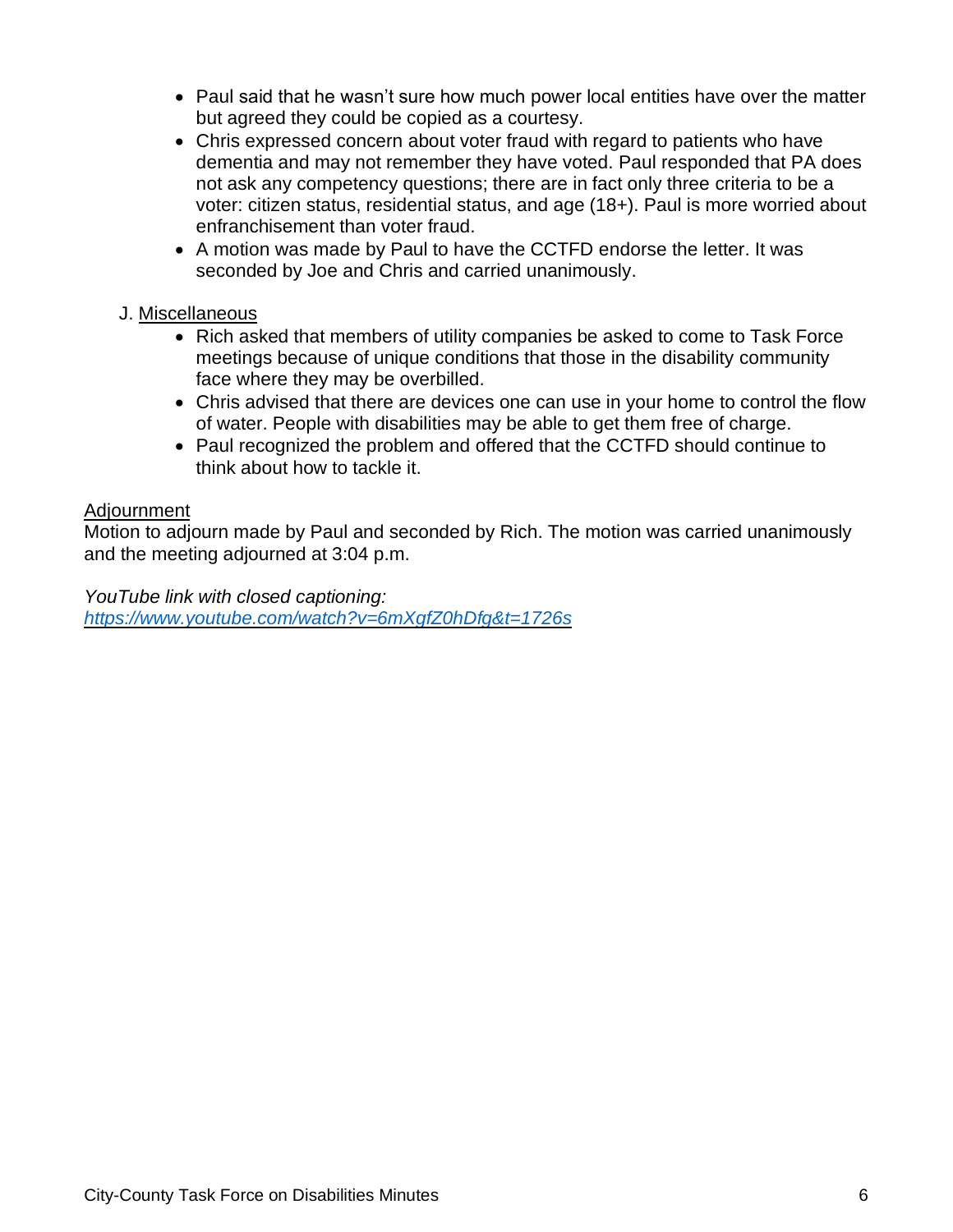- Paul said that he wasn't sure how much power local entities have over the matter but agreed they could be copied as a courtesy.
- Chris expressed concern about voter fraud with regard to patients who have dementia and may not remember they have voted. Paul responded that PA does not ask any competency questions; there are in fact only three criteria to be a voter: citizen status, residential status, and age (18+). Paul is more worried about enfranchisement than voter fraud.
- A motion was made by Paul to have the CCTFD endorse the letter. It was seconded by Joe and Chris and carried unanimously.

J. Miscellaneous

- Rich asked that members of utility companies be asked to come to Task Force meetings because of unique conditions that those in the disability community face where they may be overbilled.
- Chris advised that there are devices one can use in your home to control the flow of water. People with disabilities may be able to get them free of charge.
- Paul recognized the problem and offered that the CCTFD should continue to think about how to tackle it.

Adjournment

Motion to adjourn made by Paul and seconded by Rich. The motion was carried unanimously and the meeting adjourned at 3:04 p.m.

*YouTube link with closed captioning:*
*https://www.youtube.com/watch?v=6mXgfZ0hDfg&t=1726s*